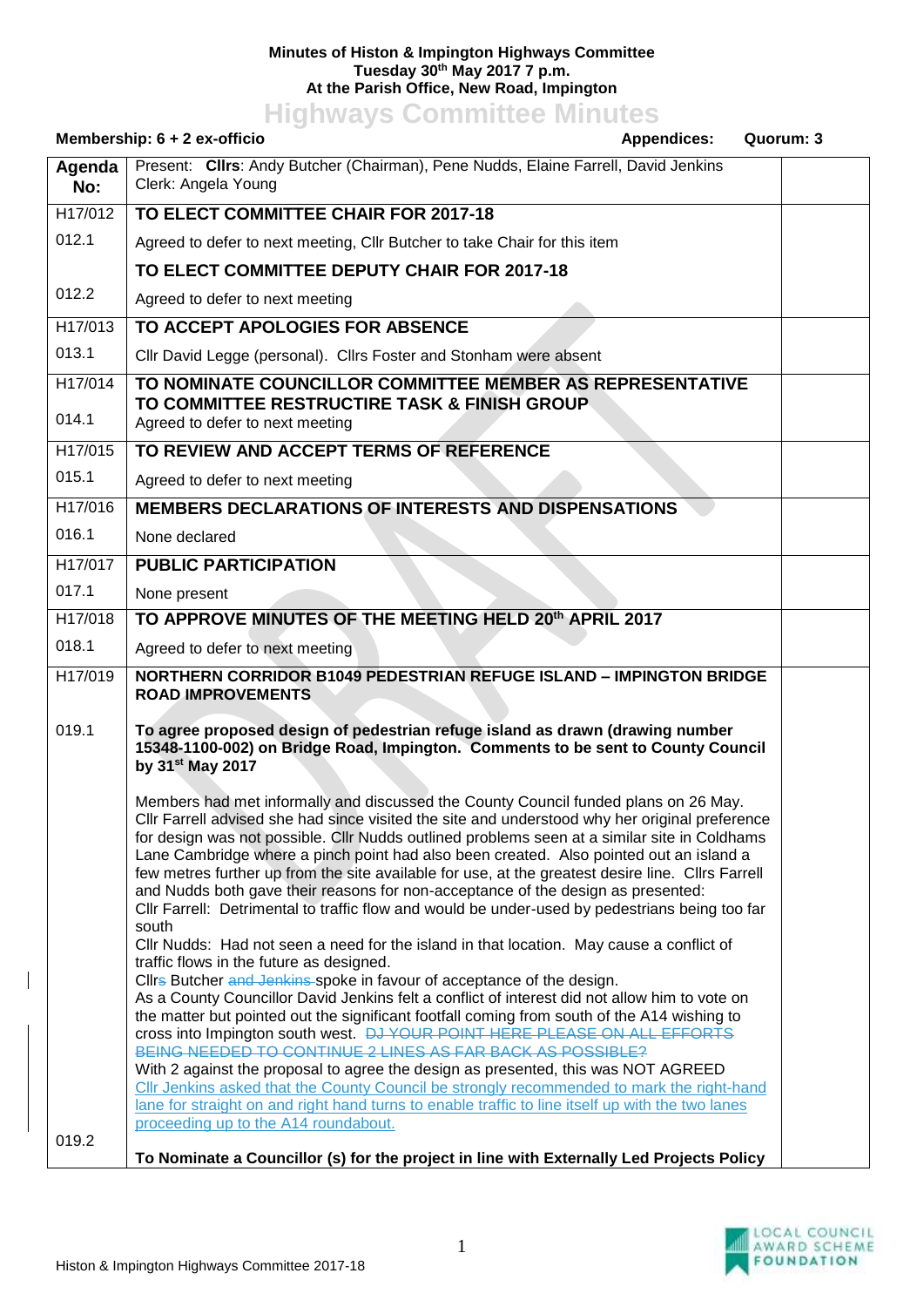**Minutes of Histon & Impington Highways Committee**
**Tuesday 30th May 2017 7 p.m.**
**At the Parish Office, New Road, Impington**

# Highways Committee Minutes

**Membership: 6 + 2 ex-officio** **Appendices:** **Quorum: 3**

| Agenda No: | Present: **Cllrs**: Andy Butcher (Chairman), Pene Nudds, Elaine Farrell, David Jenkins<br>Clerk: Angela Young | |
|---|---|---|
| H17/012 | **TO ELECT COMMITTEE CHAIR FOR 2017-18** | |
| 012.1 | Agreed to defer to next meeting, Cllr Butcher to take Chair for this item | |
| | **TO ELECT COMMITTEE DEPUTY CHAIR FOR 2017-18** | |
| 012.2 | Agreed to defer to next meeting | |
| H17/013 | **TO ACCEPT APOLOGIES FOR ABSENCE** | |
| 013.1 | Cllr David Legge (personal). Cllrs Foster and Stonham were absent | |
| H17/014 | **TO NOMINATE COUNCILLOR COMMITTEE MEMBER AS REPRESENTATIVE TO COMMITTEE RESTRUCTIRE TASK & FINISH GROUP** | |
| 014.1 | Agreed to defer to next meeting | |
| H17/015 | **TO REVIEW AND ACCEPT TERMS OF REFERENCE** | |
| 015.1 | Agreed to defer to next meeting | |
| H17/016 | **MEMBERS DECLARATIONS OF INTERESTS AND DISPENSATIONS** | |
| 016.1 | None declared | |
| H17/017 | **PUBLIC PARTICIPATION** | |
| 017.1 | None present | |
| H17/018 | **TO APPROVE MINUTES OF THE MEETING HELD 20th APRIL 2017** | |
| 018.1 | Agreed to defer to next meeting | |
| H17/019 | **NORTHERN CORRIDOR B1049 PEDESTRIAN REFUGE ISLAND – IMPINGTON BRIDGE ROAD IMPROVEMENTS** | |
| 019.1 | **To agree proposed design of pedestrian refuge island as drawn (drawing number 15348-1100-002) on Bridge Road, Impington. Comments to be sent to County Council by 31st May 2017**<br><br>Members had met informally and discussed the County Council funded plans on 26 May. Cllr Farrell advised she had since visited the site and understood why her original preference for design was not possible. Cllr Nudds outlined problems seen at a similar site in Coldhams Lane Cambridge where a pinch point had also been created. Also pointed out an island a few metres further up from the site available for use, at the greatest desire line. Cllrs Farrell and Nudds both gave their reasons for non-acceptance of the design as presented:<br>Cllr Farrell: Detrimental to traffic flow and would be under-used by pedestrians being too far south<br>Cllr Nudds: Had not seen a need for the island in that location. May cause a conflict of traffic flows in the future as designed.<br>Cllrs Butcher ~~and Jenkins~~ spoke in favour of acceptance of the design.<br>As a County Councillor David Jenkins felt a conflict of interest did not allow him to vote on the matter but pointed out the significant footfall coming from south of the A14 wishing to cross into Impington south west. ~~DJ YOUR POINT HERE PLEASE ON ALL EFFORTS BEING NEEDED TO CONTINUE 2 LINES AS FAR BACK AS POSSIBLE?~~<br>With 2 against the proposal to agree the design as presented, this was NOT AGREED<br>Cllr Jenkins asked that the County Council be strongly recommended to mark the right-hand lane for straight on and right hand turns to enable traffic to line itself up with the two lanes proceeding up to the A14 roundabout. | |
| 019.2 | **To Nominate a Councillor (s) for the project in line with Externally Led Projects Policy** | |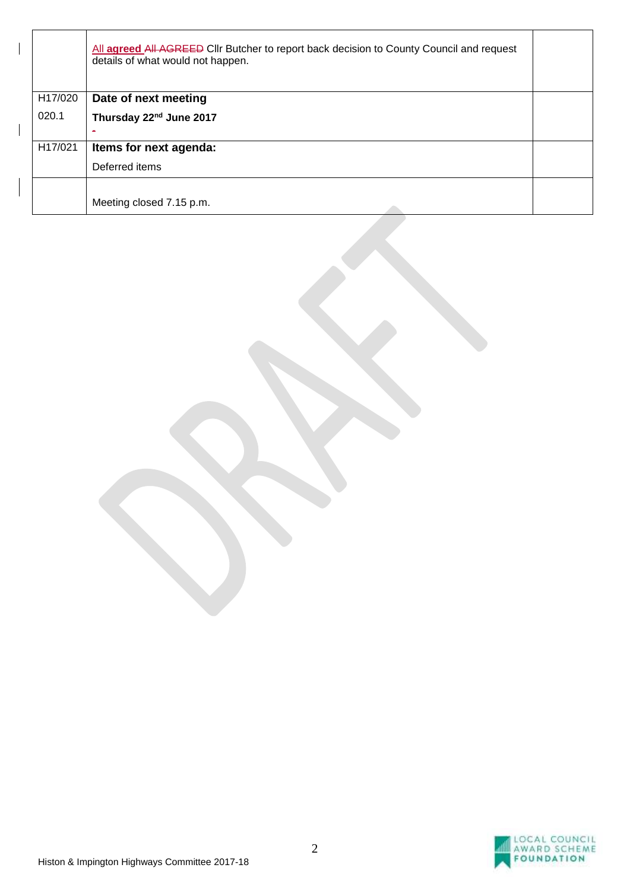| | | |
|---|---|---|
| | All **agreed** ~~All AGREED~~ Cllr Butcher to report back decision to County Council and request details of what would not happen. | |
| H17/020 | **Date of next meeting** | |
| 020.1 | **Thursday 22nd June 2017** | |
| H17/021 | **Items for next agenda:** | |
| | Deferred items | |
| | Meeting closed 7.15 p.m. | |

DRAFT

Histon & Impington Highways Committee 2017-18